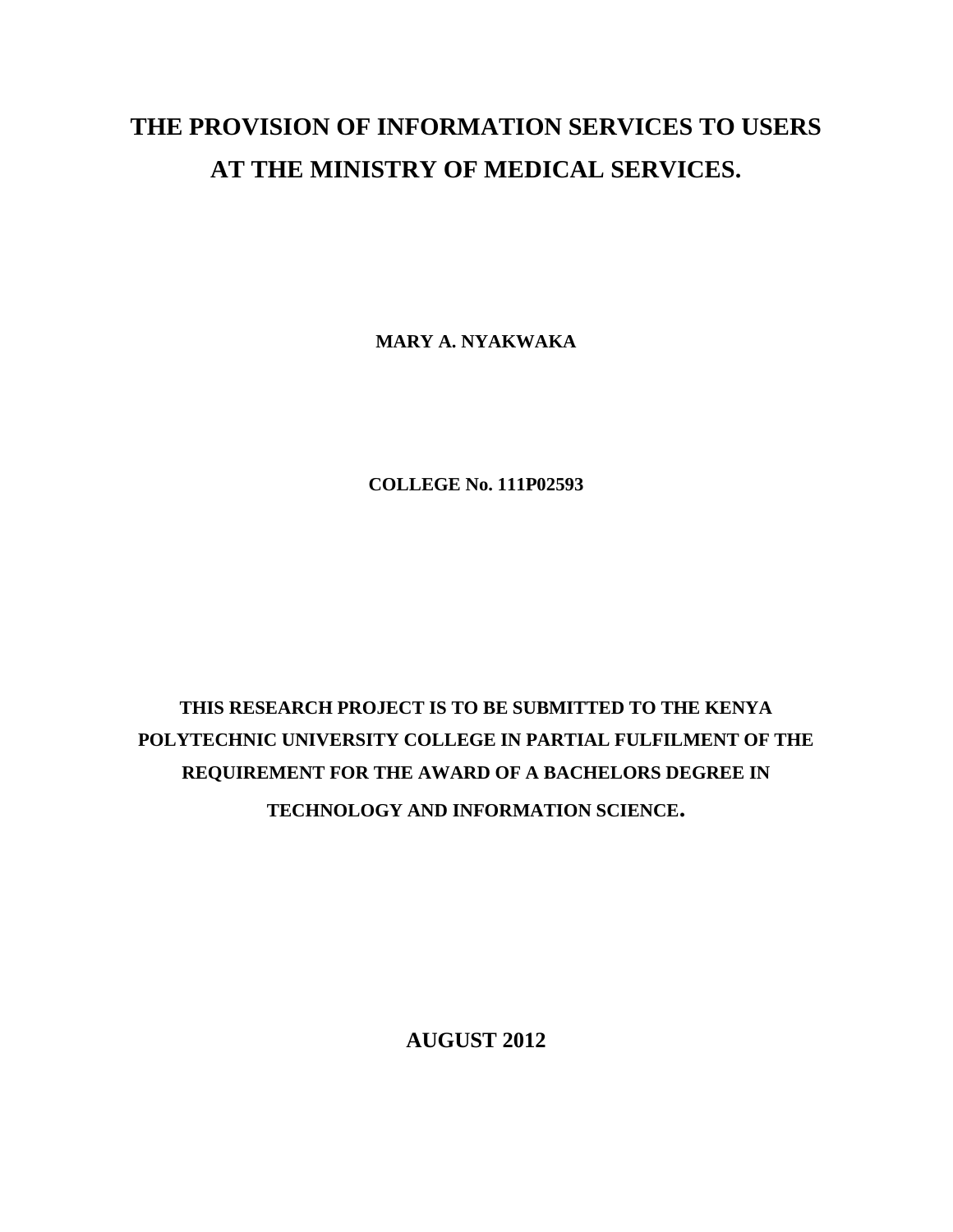# THE PROVISION OF INFORMATION SERVICES TO USERS AT THE MINISTRY OF MEDICAL SERVICES.

**MARY A. NYAKWAKA**

**COLLEGE No. 111P02593**

**THIS RESEARCH PROJECT IS TO BE SUBMITTED TO THE KENYA POLYTECHNIC UNIVERSITY COLLEGE IN PARTIAL FULFILMENT OF THE REQUIREMENT FOR THE AWARD OF A BACHELORS DEGREE IN TECHNOLOGY AND INFORMATION SCIENCE.**

**AUGUST 2012**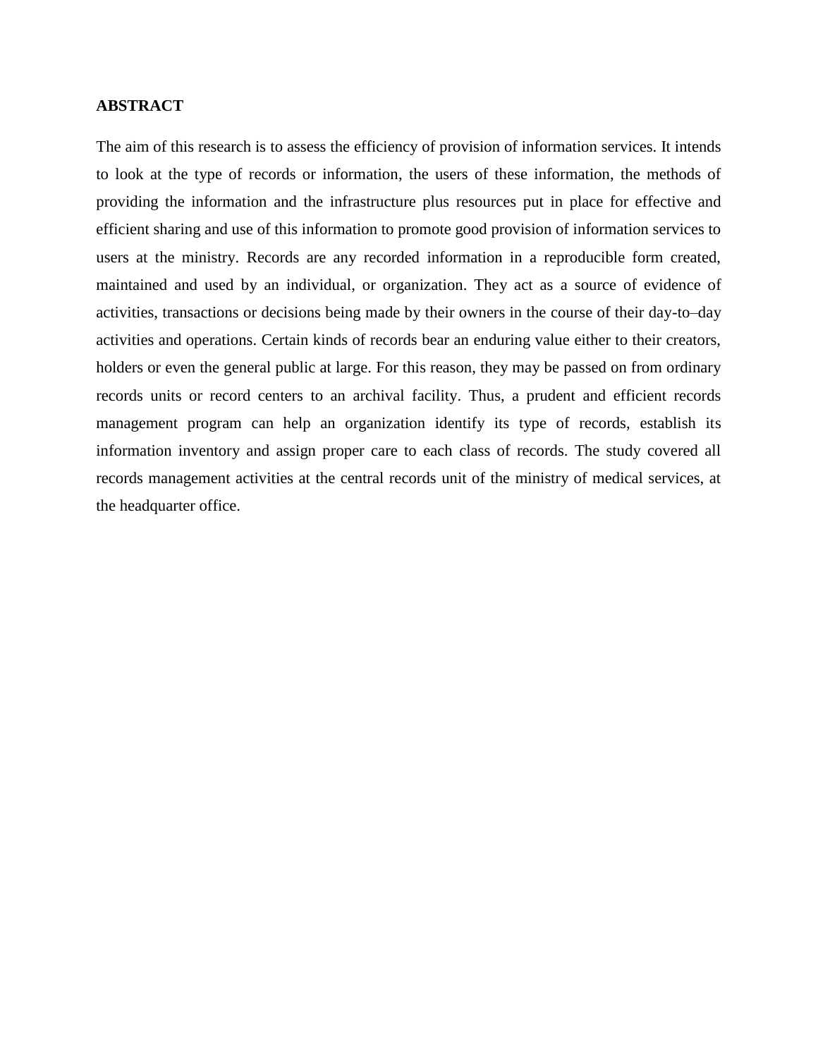**ABSTRACT**

The aim of this research is to assess the efficiency of provision of information services. It intends to look at the type of records or information, the users of these information, the methods of providing the information and the infrastructure plus resources put in place for effective and efficient sharing and use of this information to promote good provision of information services to users at the ministry. Records are any recorded information in a reproducible form created, maintained and used by an individual, or organization. They act as a source of evidence of activities, transactions or decisions being made by their owners in the course of their day-to–day activities and operations. Certain kinds of records bear an enduring value either to their creators, holders or even the general public at large. For this reason, they may be passed on from ordinary records units or record centers to an archival facility. Thus, a prudent and efficient records management program can help an organization identify its type of records, establish its information inventory and assign proper care to each class of records. The study covered all records management activities at the central records unit of the ministry of medical services, at the headquarter office.